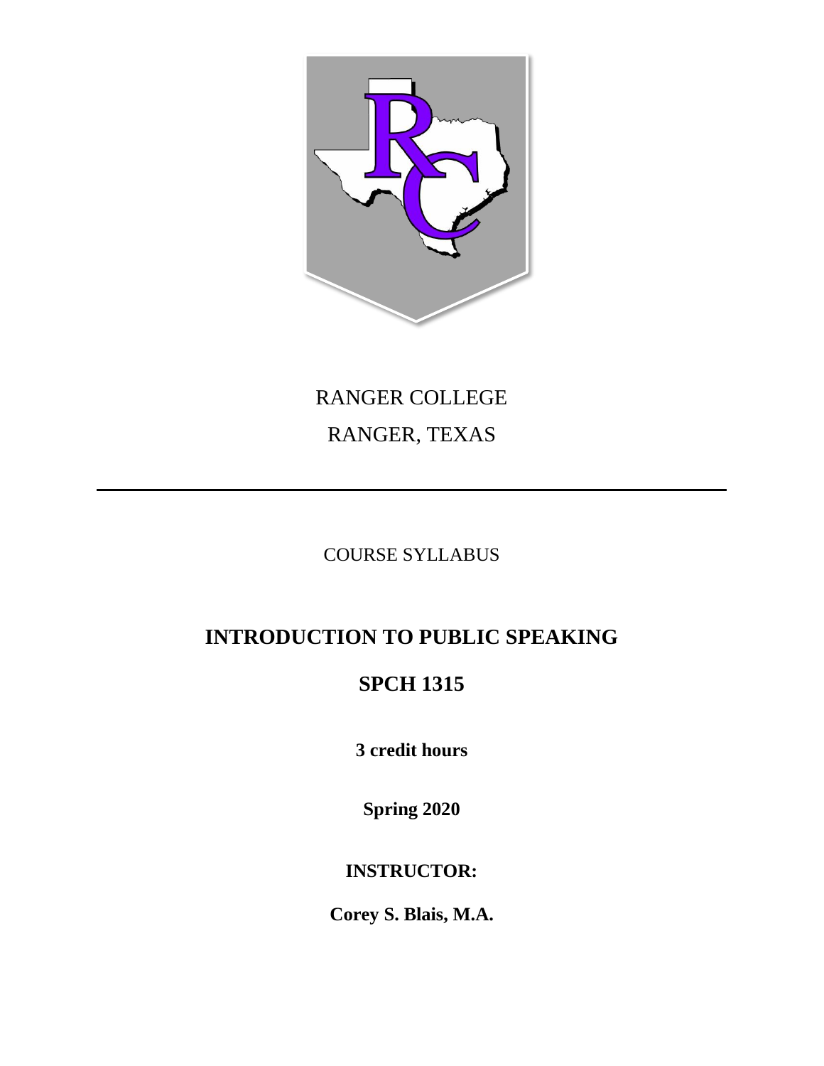RANGER COLLEGE

RANGER, TEXAS

---

COURSE SYLLABUS

# INTRODUCTION TO PUBLIC SPEAKING

## SPCH 1315

**3 credit hours**

**Spring 2020**

**INSTRUCTOR:**

**Corey S. Blais, M.A.**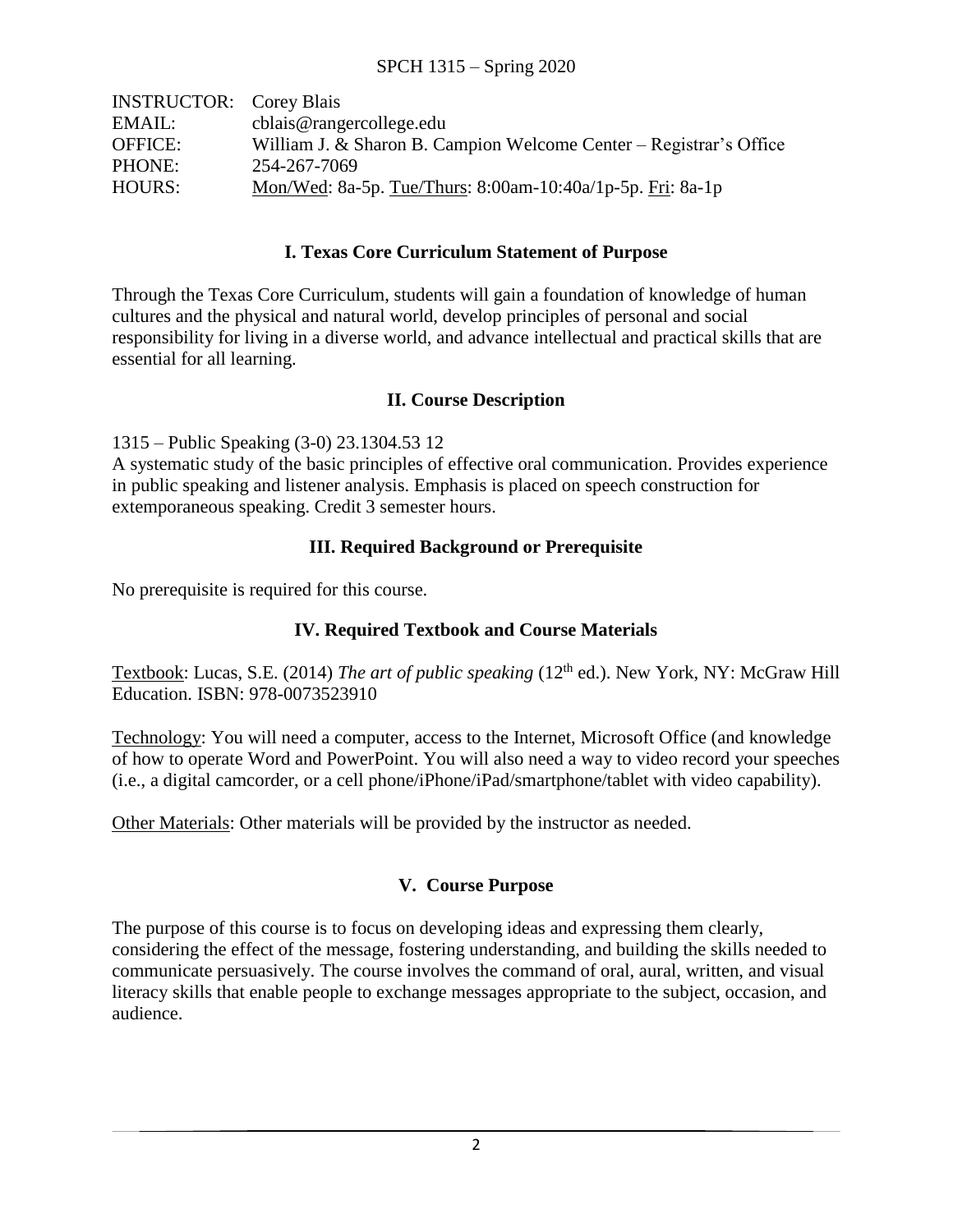SPCH 1315 – Spring 2020

| | |
|---|---|
| INSTRUCTOR: | Corey Blais |
| EMAIL: | cblais@rangercollege.edu |
| OFFICE: | William J. & Sharon B. Campion Welcome Center – Registrar's Office |
| PHONE: | 254-267-7069 |
| HOURS: | Mon/Wed: 8a-5p. Tue/Thurs: 8:00am-10:40a/1p-5p. Fri: 8a-1p |

## I. Texas Core Curriculum Statement of Purpose

Through the Texas Core Curriculum, students will gain a foundation of knowledge of human cultures and the physical and natural world, develop principles of personal and social responsibility for living in a diverse world, and advance intellectual and practical skills that are essential for all learning.

## II. Course Description

1315 – Public Speaking (3-0) 23.1304.53 12
A systematic study of the basic principles of effective oral communication. Provides experience in public speaking and listener analysis. Emphasis is placed on speech construction for extemporaneous speaking. Credit 3 semester hours.

## III. Required Background or Prerequisite

No prerequisite is required for this course.

## IV. Required Textbook and Course Materials

Textbook: Lucas, S.E. (2014) *The art of public speaking* (12th ed.). New York, NY: McGraw Hill Education. ISBN: 978-0073523910

Technology: You will need a computer, access to the Internet, Microsoft Office (and knowledge of how to operate Word and PowerPoint. You will also need a way to video record your speeches (i.e., a digital camcorder, or a cell phone/iPhone/iPad/smartphone/tablet with video capability).

Other Materials: Other materials will be provided by the instructor as needed.

## V. Course Purpose

The purpose of this course is to focus on developing ideas and expressing them clearly, considering the effect of the message, fostering understanding, and building the skills needed to communicate persuasively. The course involves the command of oral, aural, written, and visual literacy skills that enable people to exchange messages appropriate to the subject, occasion, and audience.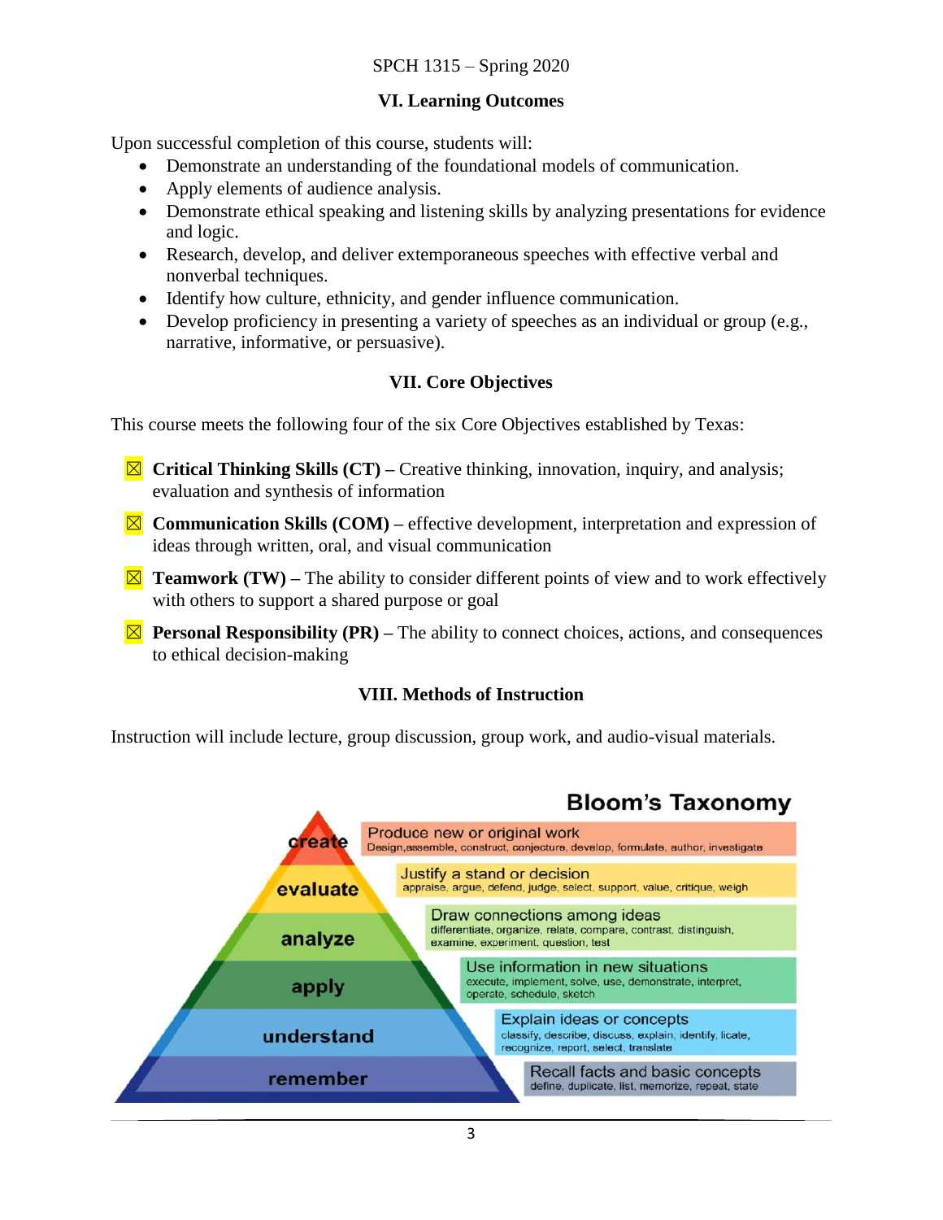## VI. Learning Outcomes

Upon successful completion of this course, students will:

- Demonstrate an understanding of the foundational models of communication.
- Apply elements of audience analysis.
- Demonstrate ethical speaking and listening skills by analyzing presentations for evidence and logic.
- Research, develop, and deliver extemporaneous speeches with effective verbal and nonverbal techniques.
- Identify how culture, ethnicity, and gender influence communication.
- Develop proficiency in presenting a variety of speeches as an individual or group (e.g., narrative, informative, or persuasive).

## VII. Core Objectives

This course meets the following four of the six Core Objectives established by Texas:

☒ **Critical Thinking Skills (CT) –** Creative thinking, innovation, inquiry, and analysis; evaluation and synthesis of information

☒ **Communication Skills (COM) –** effective development, interpretation and expression of ideas through written, oral, and visual communication

☒ **Teamwork (TW) –** The ability to consider different points of view and to work effectively with others to support a shared purpose or goal

☒ **Personal Responsibility (PR) –** The ability to connect choices, actions, and consequences to ethical decision-making

## VIII. Methods of Instruction

Instruction will include lecture, group discussion, group work, and audio-visual materials.

**Bloom's Taxonomy**

| Level | Description | Verbs |
|---|---|---|
| create | Produce new or original work | Design, assemble, construct, conjecture, develop, formulate, author, investigate |
| evaluate | Justify a stand or decision | appraise, argue, defend, judge, select, support, value, critique, weigh |
| analyze | Draw connections among ideas | differentiate, organize, relate, compare, contrast, distinguish, examine, experiment, question, test |
| apply | Use information in new situations | execute, implement, solve, use, demonstrate, interpret, operate, schedule, sketch |
| understand | Explain ideas or concepts | classify, describe, discuss, explain, identify, locate, recognize, report, select, translate |
| remember | Recall facts and basic concepts | define, duplicate, list, memorize, repeat, state |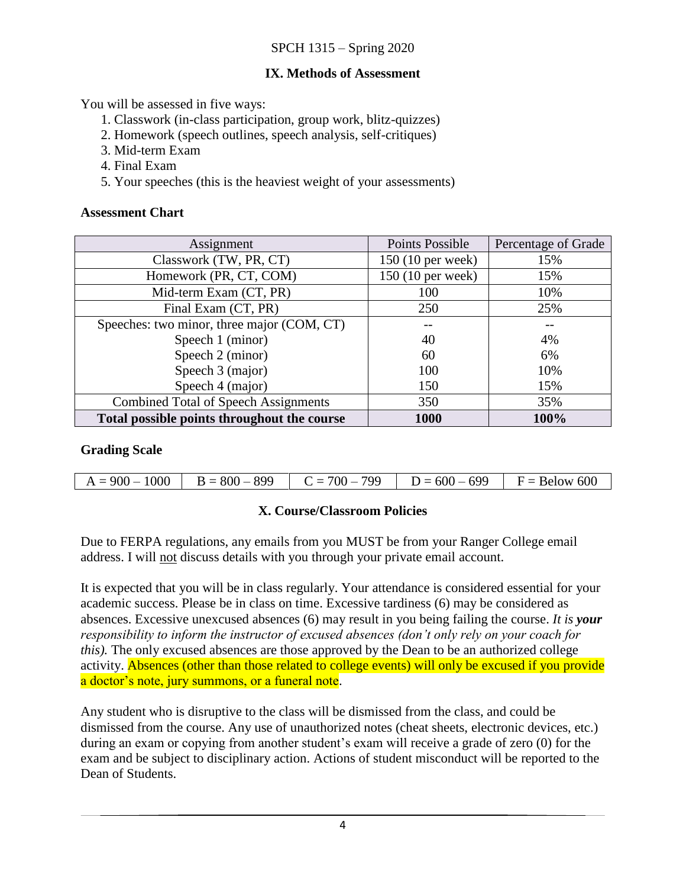## IX. Methods of Assessment

You will be assessed in five ways:

1. Classwork (in-class participation, group work, blitz-quizzes)
2. Homework (speech outlines, speech analysis, self-critiques)
3. Mid-term Exam
4. Final Exam
5. Your speeches (this is the heaviest weight of your assessments)

**Assessment Chart**

| Assignment | Points Possible | Percentage of Grade |
|---|---|---|
| Classwork (TW, PR, CT) | 150 (10 per week) | 15% |
| Homework (PR, CT, COM) | 150 (10 per week) | 15% |
| Mid-term Exam (CT, PR) | 100 | 10% |
| Final Exam (CT, PR) | 250 | 25% |
| Speeches: two minor, three major (COM, CT) | -- | -- |
| Speech 1 (minor) | 40 | 4% |
| Speech 2 (minor) | 60 | 6% |
| Speech 3 (major) | 100 | 10% |
| Speech 4 (major) | 150 | 15% |
| Combined Total of Speech Assignments | 350 | 35% |
| **Total possible points throughout the course** | **1000** | **100%** |

**Grading Scale**

| A = 900 – 1000 | B = 800 – 899 | C = 700 – 799 | D = 600 – 699 | F = Below 600 |
|---|---|---|---|---|

## X. Course/Classroom Policies

Due to FERPA regulations, any emails from you MUST be from your Ranger College email address. I will not discuss details with you through your private email account.

It is expected that you will be in class regularly. Your attendance is considered essential for your academic success. Please be in class on time. Excessive tardiness (6) may be considered as absences. Excessive unexcused absences (6) may result in you being failing the course. *It is **your** responsibility to inform the instructor of excused absences (don't only rely on your coach for this).* The only excused absences are those approved by the Dean to be an authorized college activity. Absences (other than those related to college events) will only be excused if you provide a doctor's note, jury summons, or a funeral note.

Any student who is disruptive to the class will be dismissed from the class, and could be dismissed from the course. Any use of unauthorized notes (cheat sheets, electronic devices, etc.) during an exam or copying from another student's exam will receive a grade of zero (0) for the exam and be subject to disciplinary action. Actions of student misconduct will be reported to the Dean of Students.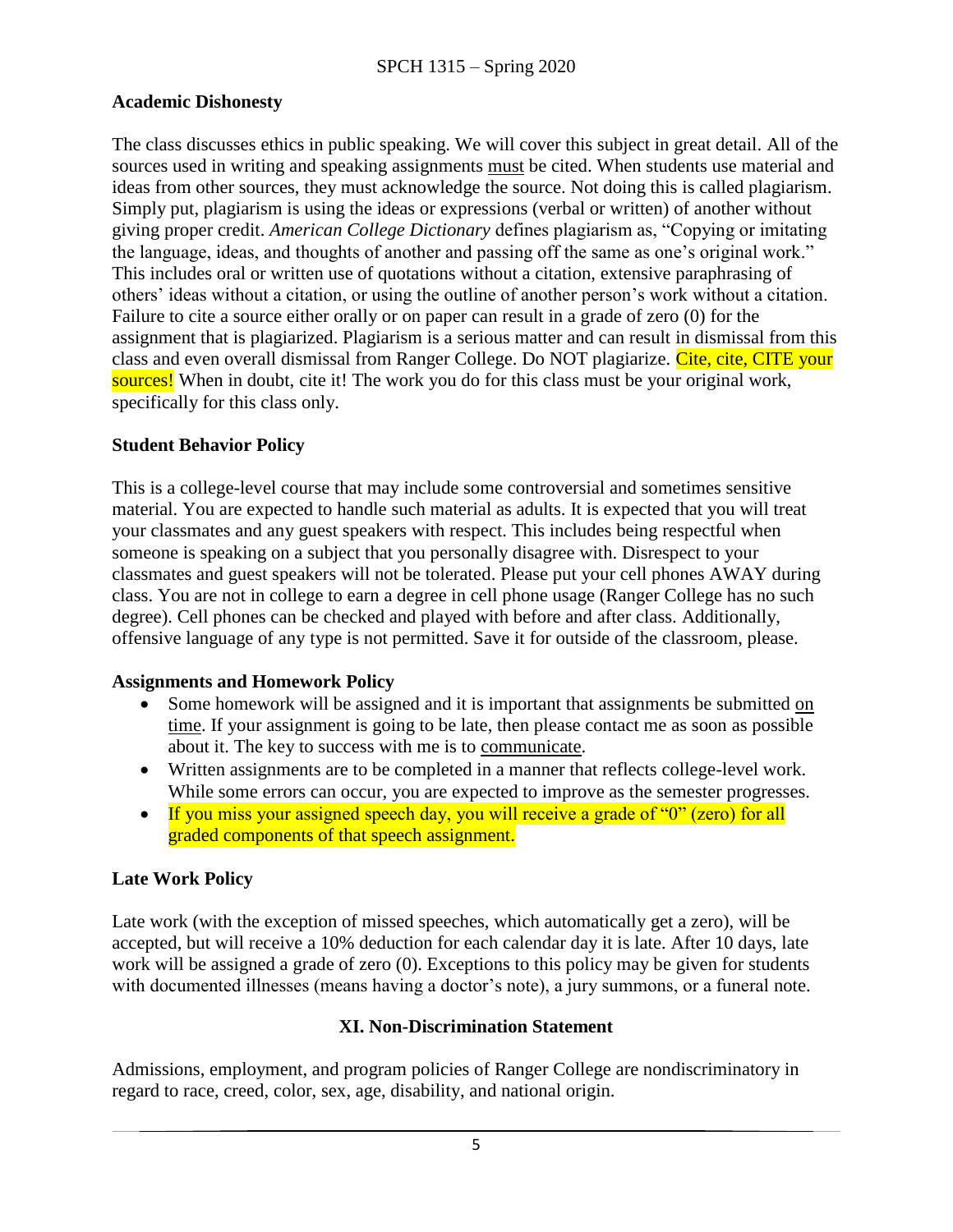### Academic Dishonesty

The class discusses ethics in public speaking. We will cover this subject in great detail. All of the sources used in writing and speaking assignments must be cited. When students use material and ideas from other sources, they must acknowledge the source. Not doing this is called plagiarism. Simply put, plagiarism is using the ideas or expressions (verbal or written) of another without giving proper credit. *American College Dictionary* defines plagiarism as, "Copying or imitating the language, ideas, and thoughts of another and passing off the same as one's original work." This includes oral or written use of quotations without a citation, extensive paraphrasing of others' ideas without a citation, or using the outline of another person's work without a citation. Failure to cite a source either orally or on paper can result in a grade of zero (0) for the assignment that is plagiarized. Plagiarism is a serious matter and can result in dismissal from this class and even overall dismissal from Ranger College. Do NOT plagiarize. Cite, cite, CITE your sources! When in doubt, cite it! The work you do for this class must be your original work, specifically for this class only.

### Student Behavior Policy

This is a college-level course that may include some controversial and sometimes sensitive material. You are expected to handle such material as adults. It is expected that you will treat your classmates and any guest speakers with respect. This includes being respectful when someone is speaking on a subject that you personally disagree with. Disrespect to your classmates and guest speakers will not be tolerated. Please put your cell phones AWAY during class. You are not in college to earn a degree in cell phone usage (Ranger College has no such degree). Cell phones can be checked and played with before and after class. Additionally, offensive language of any type is not permitted. Save it for outside of the classroom, please.

### Assignments and Homework Policy

- Some homework will be assigned and it is important that assignments be submitted on time. If your assignment is going to be late, then please contact me as soon as possible about it. The key to success with me is to communicate.
- Written assignments are to be completed in a manner that reflects college-level work. While some errors can occur, you are expected to improve as the semester progresses.
- If you miss your assigned speech day, you will receive a grade of "0" (zero) for all graded components of that speech assignment.

### Late Work Policy

Late work (with the exception of missed speeches, which automatically get a zero), will be accepted, but will receive a 10% deduction for each calendar day it is late. After 10 days, late work will be assigned a grade of zero (0). Exceptions to this policy may be given for students with documented illnesses (means having a doctor's note), a jury summons, or a funeral note.

## XI. Non-Discrimination Statement

Admissions, employment, and program policies of Ranger College are nondiscriminatory in regard to race, creed, color, sex, age, disability, and national origin.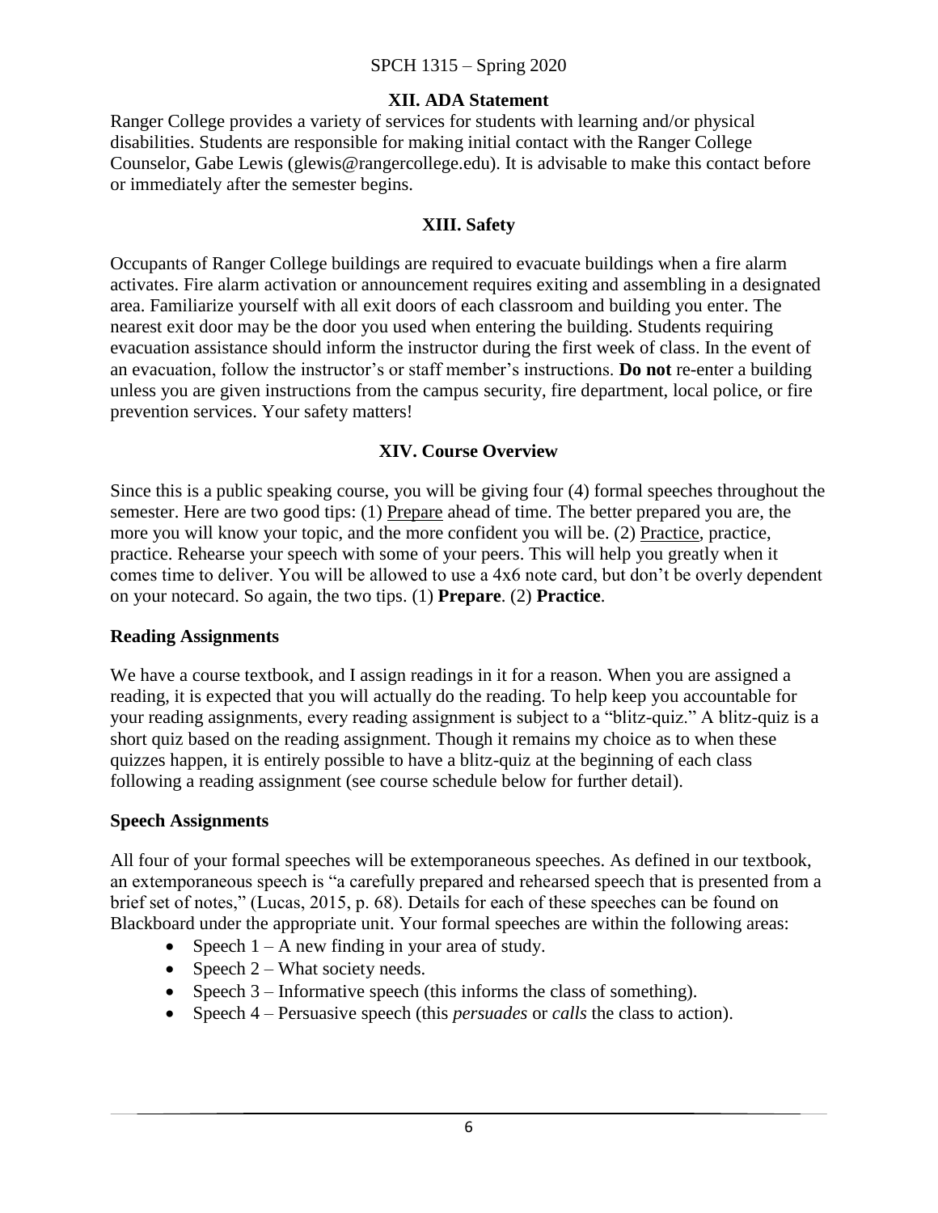## XII. ADA Statement

Ranger College provides a variety of services for students with learning and/or physical disabilities. Students are responsible for making initial contact with the Ranger College Counselor, Gabe Lewis (glewis@rangercollege.edu). It is advisable to make this contact before or immediately after the semester begins.

## XIII. Safety

Occupants of Ranger College buildings are required to evacuate buildings when a fire alarm activates. Fire alarm activation or announcement requires exiting and assembling in a designated area. Familiarize yourself with all exit doors of each classroom and building you enter. The nearest exit door may be the door you used when entering the building. Students requiring evacuation assistance should inform the instructor during the first week of class. In the event of an evacuation, follow the instructor's or staff member's instructions. **Do not** re-enter a building unless you are given instructions from the campus security, fire department, local police, or fire prevention services. Your safety matters!

## XIV. Course Overview

Since this is a public speaking course, you will be giving four (4) formal speeches throughout the semester. Here are two good tips: (1) Prepare ahead of time. The better prepared you are, the more you will know your topic, and the more confident you will be. (2) Practice, practice, practice. Rehearse your speech with some of your peers. This will help you greatly when it comes time to deliver. You will be allowed to use a 4x6 note card, but don't be overly dependent on your notecard. So again, the two tips. (1) **Prepare**. (2) **Practice**.

### Reading Assignments

We have a course textbook, and I assign readings in it for a reason. When you are assigned a reading, it is expected that you will actually do the reading. To help keep you accountable for your reading assignments, every reading assignment is subject to a "blitz-quiz." A blitz-quiz is a short quiz based on the reading assignment. Though it remains my choice as to when these quizzes happen, it is entirely possible to have a blitz-quiz at the beginning of each class following a reading assignment (see course schedule below for further detail).

### Speech Assignments

All four of your formal speeches will be extemporaneous speeches. As defined in our textbook, an extemporaneous speech is "a carefully prepared and rehearsed speech that is presented from a brief set of notes," (Lucas, 2015, p. 68). Details for each of these speeches can be found on Blackboard under the appropriate unit. Your formal speeches are within the following areas:

- Speech 1 – A new finding in your area of study.
- Speech 2 – What society needs.
- Speech 3 – Informative speech (this informs the class of something).
- Speech 4 – Persuasive speech (this *persuades* or *calls* the class to action).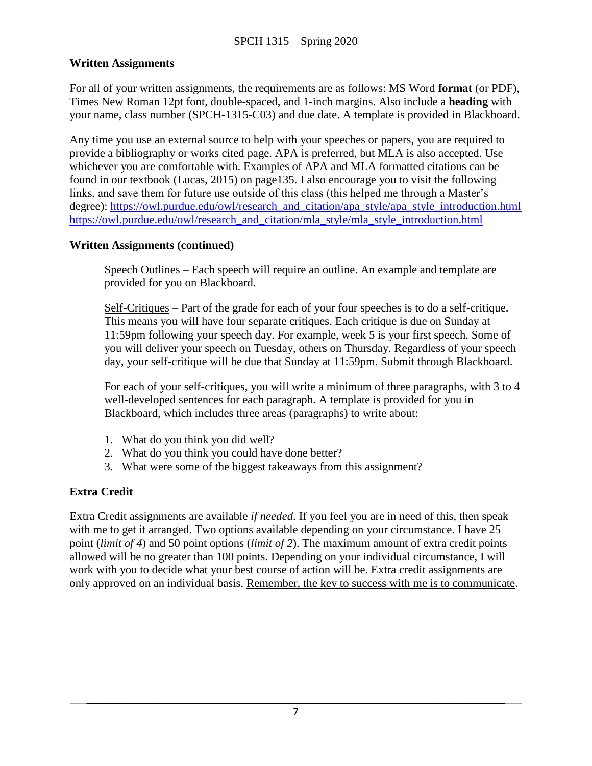### Written Assignments

For all of your written assignments, the requirements are as follows: MS Word **format** (or PDF), Times New Roman 12pt font, double-spaced, and 1-inch margins. Also include a **heading** with your name, class number (SPCH-1315-C03) and due date. A template is provided in Blackboard.

Any time you use an external source to help with your speeches or papers, you are required to provide a bibliography or works cited page. APA is preferred, but MLA is also accepted. Use whichever you are comfortable with. Examples of APA and MLA formatted citations can be found in our textbook (Lucas, 2015) on page135. I also encourage you to visit the following links, and save them for future use outside of this class (this helped me through a Master's degree): https://owl.purdue.edu/owl/research_and_citation/apa_style/apa_style_introduction.html https://owl.purdue.edu/owl/research_and_citation/mla_style/mla_style_introduction.html

### Written Assignments (continued)

Speech Outlines – Each speech will require an outline. An example and template are provided for you on Blackboard.

Self-Critiques – Part of the grade for each of your four speeches is to do a self-critique. This means you will have four separate critiques. Each critique is due on Sunday at 11:59pm following your speech day. For example, week 5 is your first speech. Some of you will deliver your speech on Tuesday, others on Thursday. Regardless of your speech day, your self-critique will be due that Sunday at 11:59pm. Submit through Blackboard.

For each of your self-critiques, you will write a minimum of three paragraphs, with 3 to 4 well-developed sentences for each paragraph. A template is provided for you in Blackboard, which includes three areas (paragraphs) to write about:

1. What do you think you did well?
2. What do you think you could have done better?
3. What were some of the biggest takeaways from this assignment?

### Extra Credit

Extra Credit assignments are available *if needed*. If you feel you are in need of this, then speak with me to get it arranged. Two options available depending on your circumstance. I have 25 point (*limit of 4*) and 50 point options (*limit of 2*). The maximum amount of extra credit points allowed will be no greater than 100 points. Depending on your individual circumstance, I will work with you to decide what your best course of action will be. Extra credit assignments are only approved on an individual basis. Remember, the key to success with me is to communicate.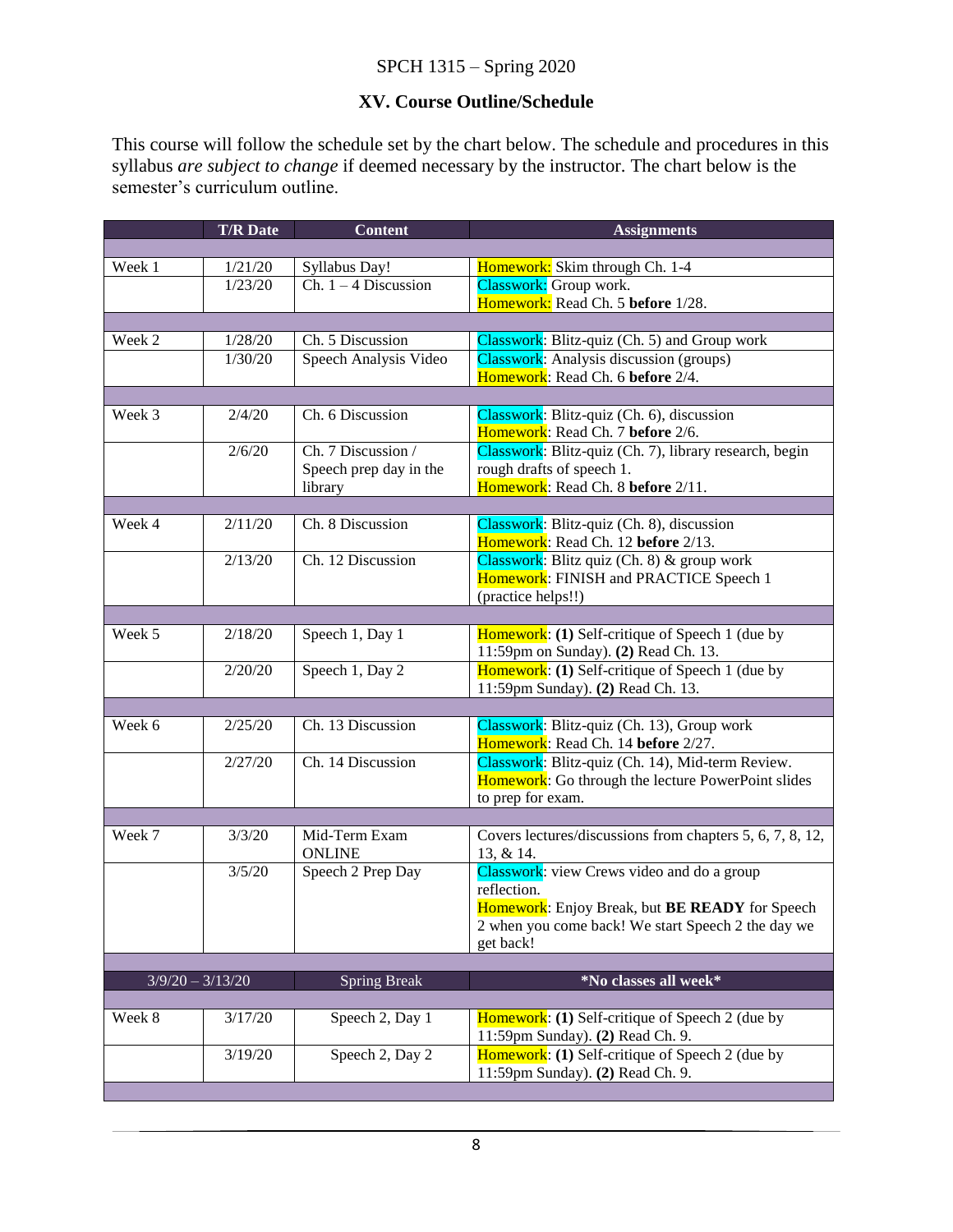SPCH 1315 – Spring 2020

## XV. Course Outline/Schedule

This course will follow the schedule set by the chart below. The schedule and procedures in this syllabus *are subject to change* if deemed necessary by the instructor. The chart below is the semester's curriculum outline.

| | T/R Date | Content | Assignments |
|---|---|---|---|
| Week 1 | 1/21/20 | Syllabus Day! | Homework: Skim through Ch. 1-4 |
| | 1/23/20 | Ch. 1 – 4 Discussion | Classwork: Group work.<br>Homework: Read Ch. 5 **before** 1/28. |
| Week 2 | 1/28/20 | Ch. 5 Discussion | Classwork: Blitz-quiz (Ch. 5) and Group work |
| | 1/30/20 | Speech Analysis Video | Classwork: Analysis discussion (groups)<br>Homework: Read Ch. 6 **before** 2/4. |
| Week 3 | 2/4/20 | Ch. 6 Discussion | Classwork: Blitz-quiz (Ch. 6), discussion<br>Homework: Read Ch. 7 **before** 2/6. |
| | 2/6/20 | Ch. 7 Discussion / Speech prep day in the library | Classwork: Blitz-quiz (Ch. 7), library research, begin rough drafts of speech 1.<br>Homework: Read Ch. 8 **before** 2/11. |
| Week 4 | 2/11/20 | Ch. 8 Discussion | Classwork: Blitz-quiz (Ch. 8), discussion<br>Homework: Read Ch. 12 **before** 2/13. |
| | 2/13/20 | Ch. 12 Discussion | Classwork: Blitz quiz (Ch. 8) & group work<br>Homework: FINISH and PRACTICE Speech 1 (practice helps!!) |
| Week 5 | 2/18/20 | Speech 1, Day 1 | Homework: **(1)** Self-critique of Speech 1 (due by 11:59pm on Sunday). **(2)** Read Ch. 13. |
| | 2/20/20 | Speech 1, Day 2 | Homework: **(1)** Self-critique of Speech 1 (due by 11:59pm Sunday). **(2)** Read Ch. 13. |
| Week 6 | 2/25/20 | Ch. 13 Discussion | Classwork: Blitz-quiz (Ch. 13), Group work<br>Homework: Read Ch. 14 **before** 2/27. |
| | 2/27/20 | Ch. 14 Discussion | Classwork: Blitz-quiz (Ch. 14), Mid-term Review.<br>Homework: Go through the lecture PowerPoint slides to prep for exam. |
| Week 7 | 3/3/20 | Mid-Term Exam ONLINE | Covers lectures/discussions from chapters 5, 6, 7, 8, 12, 13, & 14. |
| | 3/5/20 | Speech 2 Prep Day | Classwork: view Crews video and do a group reflection.<br>Homework: Enjoy Break, but **BE READY** for Speech 2 when you come back! We start Speech 2 the day we get back! |
| 3/9/20 – 3/13/20 | | Spring Break | **\*No classes all week\*** |
| Week 8 | 3/17/20 | Speech 2, Day 1 | Homework: **(1)** Self-critique of Speech 2 (due by 11:59pm Sunday). **(2)** Read Ch. 9. |
| | 3/19/20 | Speech 2, Day 2 | Homework: **(1)** Self-critique of Speech 2 (due by 11:59pm Sunday). **(2)** Read Ch. 9. |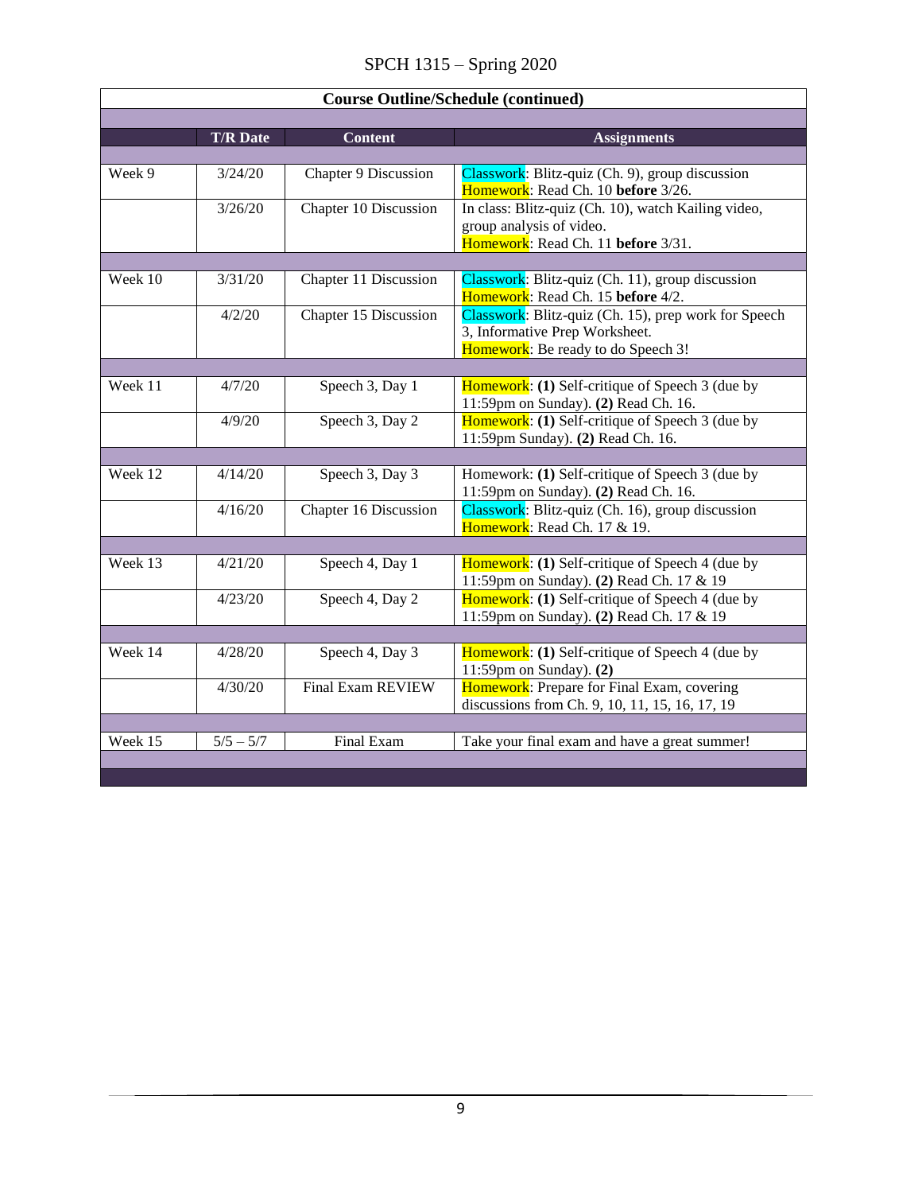**Course Outline/Schedule (continued)**

| | T/R Date | Content | Assignments |
|---|---|---|---|
| Week 9 | 3/24/20 | Chapter 9 Discussion | Classwork: Blitz-quiz (Ch. 9), group discussion<br>Homework: Read Ch. 10 **before** 3/26. |
| | 3/26/20 | Chapter 10 Discussion | In class: Blitz-quiz (Ch. 10), watch Kailing video, group analysis of video.<br>Homework: Read Ch. 11 **before** 3/31. |
| Week 10 | 3/31/20 | Chapter 11 Discussion | Classwork: Blitz-quiz (Ch. 11), group discussion<br>Homework: Read Ch. 15 **before** 4/2. |
| | 4/2/20 | Chapter 15 Discussion | Classwork: Blitz-quiz (Ch. 15), prep work for Speech 3, Informative Prep Worksheet.<br>Homework: Be ready to do Speech 3! |
| Week 11 | 4/7/20 | Speech 3, Day 1 | Homework: **(1)** Self-critique of Speech 3 (due by 11:59pm on Sunday). **(2)** Read Ch. 16. |
| | 4/9/20 | Speech 3, Day 2 | Homework: **(1)** Self-critique of Speech 3 (due by 11:59pm Sunday). **(2)** Read Ch. 16. |
| Week 12 | 4/14/20 | Speech 3, Day 3 | Homework: **(1)** Self-critique of Speech 3 (due by 11:59pm on Sunday). **(2)** Read Ch. 16. |
| | 4/16/20 | Chapter 16 Discussion | Classwork: Blitz-quiz (Ch. 16), group discussion<br>Homework: Read Ch. 17 & 19. |
| Week 13 | 4/21/20 | Speech 4, Day 1 | Homework: **(1)** Self-critique of Speech 4 (due by 11:59pm on Sunday). **(2)** Read Ch. 17 & 19 |
| | 4/23/20 | Speech 4, Day 2 | Homework: **(1)** Self-critique of Speech 4 (due by 11:59pm on Sunday). **(2)** Read Ch. 17 & 19 |
| Week 14 | 4/28/20 | Speech 4, Day 3 | Homework: **(1)** Self-critique of Speech 4 (due by 11:59pm on Sunday). **(2)** |
| | 4/30/20 | Final Exam REVIEW | Homework: Prepare for Final Exam, covering discussions from Ch. 9, 10, 11, 15, 16, 17, 19 |
| Week 15 | 5/5 – 5/7 | Final Exam | Take your final exam and have a great summer! |